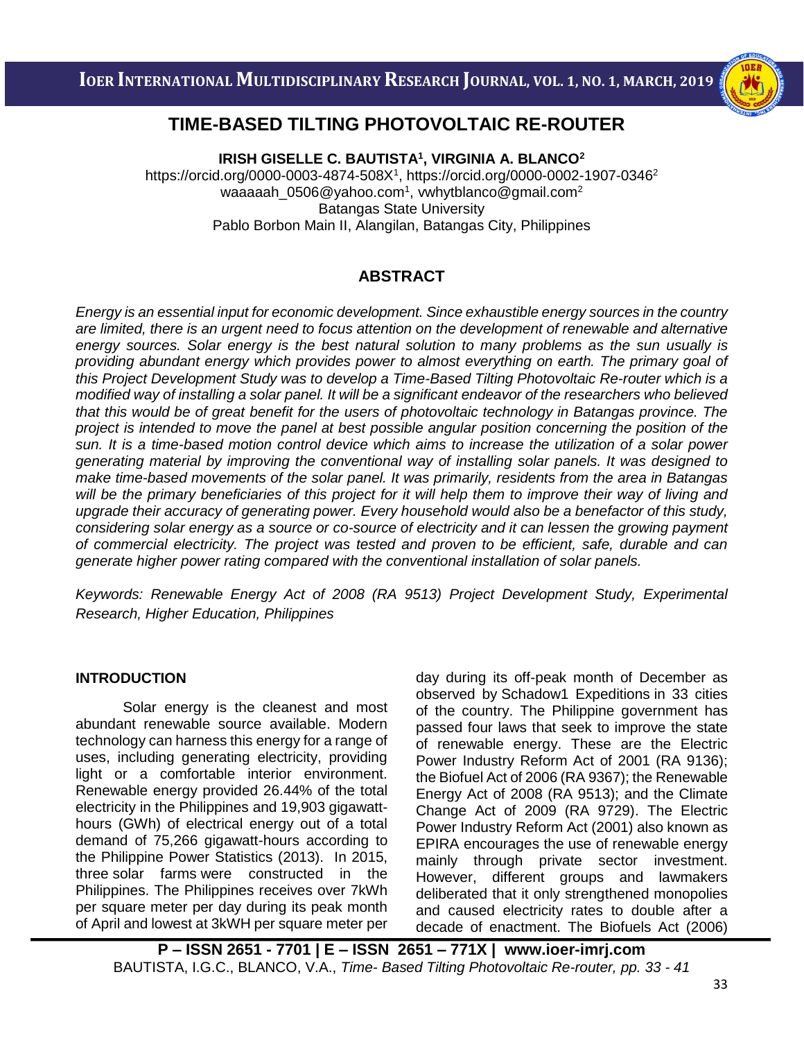# TIME-BASED TILTING PHOTOVOLTAIC RE-ROUTER

**IRISH GISELLE C. BAUTISTA[1], VIRGINIA A. BLANCO[2]**

https://orcid.org/0000-0003-4874-508X[1], https://orcid.org/0000-0002-1907-0346[2]
waaaaah_0506@yahoo.com[1], vwhytblanco@gmail.com[2]
Batangas State University
Pablo Borbon Main II, Alangilan, Batangas City, Philippines

## ABSTRACT

*Energy is an essential input for economic development. Since exhaustible energy sources in the country are limited, there is an urgent need to focus attention on the development of renewable and alternative energy sources. Solar energy is the best natural solution to many problems as the sun usually is providing abundant energy which provides power to almost everything on earth. The primary goal of this Project Development Study was to develop a Time-Based Tilting Photovoltaic Re-router which is a modified way of installing a solar panel. It will be a significant endeavor of the researchers who believed that this would be of great benefit for the users of photovoltaic technology in Batangas province. The project is intended to move the panel at best possible angular position concerning the position of the sun. It is a time-based motion control device which aims to increase the utilization of a solar power generating material by improving the conventional way of installing solar panels. It was designed to make time-based movements of the solar panel. It was primarily, residents from the area in Batangas will be the primary beneficiaries of this project for it will help them to improve their way of living and upgrade their accuracy of generating power. Every household would also be a benefactor of this study, considering solar energy as a source or co-source of electricity and it can lessen the growing payment of commercial electricity. The project was tested and proven to be efficient, safe, durable and can generate higher power rating compared with the conventional installation of solar panels.*

*Keywords: Renewable Energy Act of 2008 (RA 9513) Project Development Study, Experimental Research, Higher Education, Philippines*

## INTRODUCTION

Solar energy is the cleanest and most abundant renewable source available. Modern technology can harness this energy for a range of uses, including generating electricity, providing light or a comfortable interior environment. Renewable energy provided 26.44% of the total electricity in the Philippines and 19,903 gigawatt-hours (GWh) of electrical energy out of a total demand of 75,266 gigawatt-hours according to the Philippine Power Statistics (2013). In 2015, three solar farms were constructed in the Philippines. The Philippines receives over 7kWh per square meter per day during its peak month of April and lowest at 3kWH per square meter per day during its off-peak month of December as observed by Schadow1 Expeditions in 33 cities of the country. The Philippine government has passed four laws that seek to improve the state of renewable energy. These are the Electric Power Industry Reform Act of 2001 (RA 9136); the Biofuel Act of 2006 (RA 9367); the Renewable Energy Act of 2008 (RA 9513); and the Climate Change Act of 2009 (RA 9729). The Electric Power Industry Reform Act (2001) also known as EPIRA encourages the use of renewable energy mainly through private sector investment. However, different groups and lawmakers deliberated that it only strengthened monopolies and caused electricity rates to double after a decade of enactment. The Biofuels Act (2006)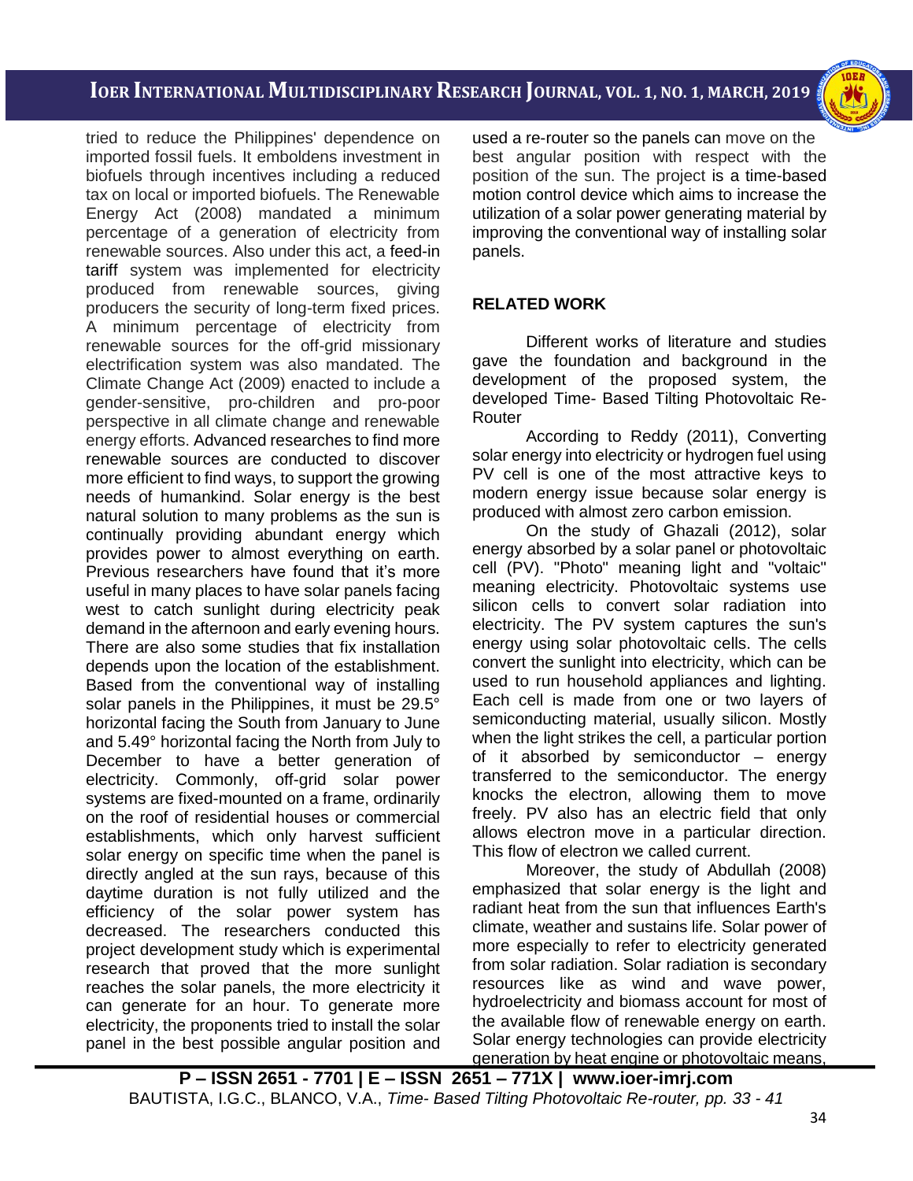tried to reduce the Philippines' dependence on imported fossil fuels. It emboldens investment in biofuels through incentives including a reduced tax on local or imported biofuels. The Renewable Energy Act (2008) mandated a minimum percentage of a generation of electricity from renewable sources. Also under this act, a feed-in tariff system was implemented for electricity produced from renewable sources, giving producers the security of long-term fixed prices. A minimum percentage of electricity from renewable sources for the off-grid missionary electrification system was also mandated. The Climate Change Act (2009) enacted to include a gender-sensitive, pro-children and pro-poor perspective in all climate change and renewable energy efforts. Advanced researches to find more renewable sources are conducted to discover more efficient to find ways, to support the growing needs of humankind. Solar energy is the best natural solution to many problems as the sun is continually providing abundant energy which provides power to almost everything on earth. Previous researchers have found that it's more useful in many places to have solar panels facing west to catch sunlight during electricity peak demand in the afternoon and early evening hours. There are also some studies that fix installation depends upon the location of the establishment. Based from the conventional way of installing solar panels in the Philippines, it must be 29.5° horizontal facing the South from January to June and 5.49° horizontal facing the North from July to December to have a better generation of electricity. Commonly, off-grid solar power systems are fixed-mounted on a frame, ordinarily on the roof of residential houses or commercial establishments, which only harvest sufficient solar energy on specific time when the panel is directly angled at the sun rays, because of this daytime duration is not fully utilized and the efficiency of the solar power system has decreased. The researchers conducted this project development study which is experimental research that proved that the more sunlight reaches the solar panels, the more electricity it can generate for an hour. To generate more electricity, the proponents tried to install the solar panel in the best possible angular position and used a re-router so the panels can move on the best angular position with respect with the position of the sun. The project is a time-based motion control device which aims to increase the utilization of a solar power generating material by improving the conventional way of installing solar panels.

## RELATED WORK

Different works of literature and studies gave the foundation and background in the development of the proposed system, the developed Time- Based Tilting Photovoltaic Re-Router

According to Reddy (2011), Converting solar energy into electricity or hydrogen fuel using PV cell is one of the most attractive keys to modern energy issue because solar energy is produced with almost zero carbon emission.

On the study of Ghazali (2012), solar energy absorbed by a solar panel or photovoltaic cell (PV). "Photo" meaning light and "voltaic" meaning electricity. Photovoltaic systems use silicon cells to convert solar radiation into electricity. The PV system captures the sun's energy using solar photovoltaic cells. The cells convert the sunlight into electricity, which can be used to run household appliances and lighting. Each cell is made from one or two layers of semiconducting material, usually silicon. Mostly when the light strikes the cell, a particular portion of it absorbed by semiconductor – energy transferred to the semiconductor. The energy knocks the electron, allowing them to move freely. PV also has an electric field that only allows electron move in a particular direction. This flow of electron we called current.

Moreover, the study of Abdullah (2008) emphasized that solar energy is the light and radiant heat from the sun that influences Earth's climate, weather and sustains life. Solar power of more especially to refer to electricity generated from solar radiation. Solar radiation is secondary resources like as wind and wave power, hydroelectricity and biomass account for most of the available flow of renewable energy on earth. Solar energy technologies can provide electricity generation by heat engine or photovoltaic means,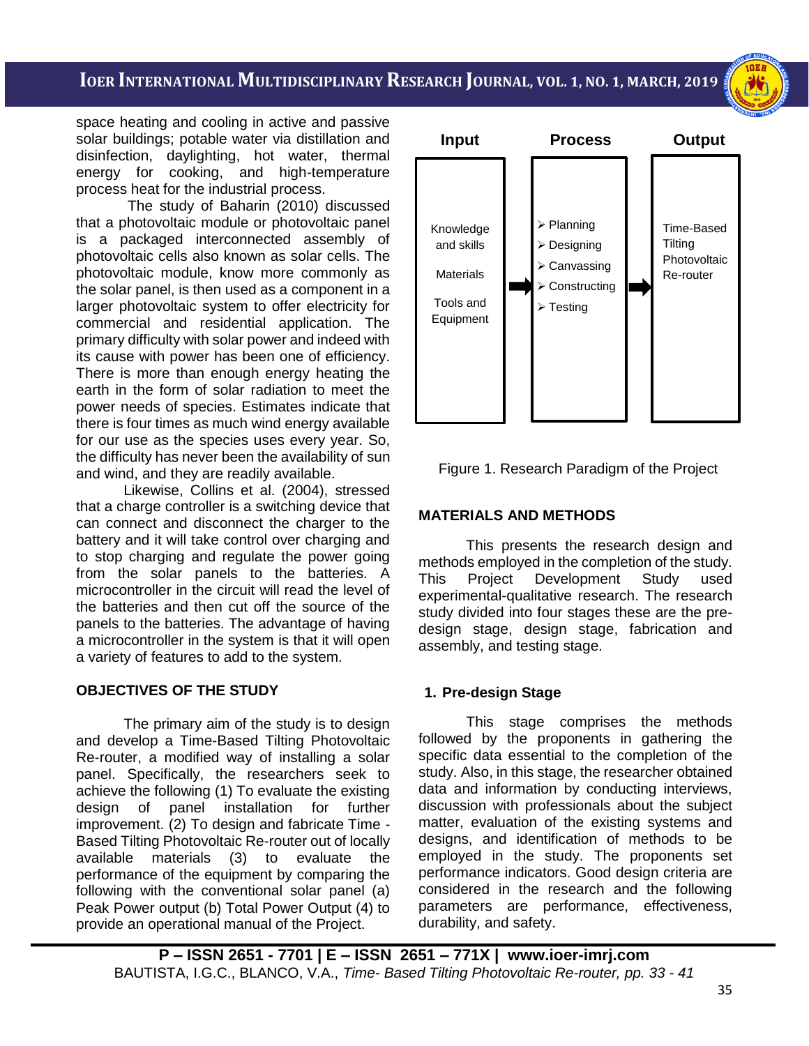space heating and cooling in active and passive solar buildings; potable water via distillation and disinfection, daylighting, hot water, thermal energy for cooking, and high-temperature process heat for the industrial process.

The study of Baharin (2010) discussed that a photovoltaic module or photovoltaic panel is a packaged interconnected assembly of photovoltaic cells also known as solar cells. The photovoltaic module, know more commonly as the solar panel, is then used as a component in a larger photovoltaic system to offer electricity for commercial and residential application. The primary difficulty with solar power and indeed with its cause with power has been one of efficiency. There is more than enough energy heating the earth in the form of solar radiation to meet the power needs of species. Estimates indicate that there is four times as much wind energy available for our use as the species uses every year. So, the difficulty has never been the availability of sun and wind, and they are readily available.

Likewise, Collins et al. (2004), stressed that a charge controller is a switching device that can connect and disconnect the charger to the battery and it will take control over charging and to stop charging and regulate the power going from the solar panels to the batteries. A microcontroller in the circuit will read the level of the batteries and then cut off the source of the panels to the batteries. The advantage of having a microcontroller in the system is that it will open a variety of features to add to the system.

## OBJECTIVES OF THE STUDY

The primary aim of the study is to design and develop a Time-Based Tilting Photovoltaic Re-router, a modified way of installing a solar panel. Specifically, the researchers seek to achieve the following (1) To evaluate the existing design of panel installation for further improvement. (2) To design and fabricate Time - Based Tilting Photovoltaic Re-router out of locally available materials (3) to evaluate the performance of the equipment by comparing the following with the conventional solar panel (a) Peak Power output (b) Total Power Output (4) to provide an operational manual of the Project.

| Input | Process | Output |
| --- | --- | --- |
| Knowledge and skills<br>Materials<br>Tools and Equipment | ➢ Planning<br>➢ Designing<br>➢ Canvassing<br>➢ Constructing<br>➢ Testing | Time-Based Tilting Photovoltaic Re-router |

Figure 1. Research Paradigm of the Project

## MATERIALS AND METHODS

This presents the research design and methods employed in the completion of the study. This Project Development Study used experimental-qualitative research. The research study divided into four stages these are the pre-design stage, design stage, fabrication and assembly, and testing stage.

### 1. Pre-design Stage

This stage comprises the methods followed by the proponents in gathering the specific data essential to the completion of the study. Also, in this stage, the researcher obtained data and information by conducting interviews, discussion with professionals about the subject matter, evaluation of the existing systems and designs, and identification of methods to be employed in the study. The proponents set performance indicators. Good design criteria are considered in the research and the following parameters are performance, effectiveness, durability, and safety.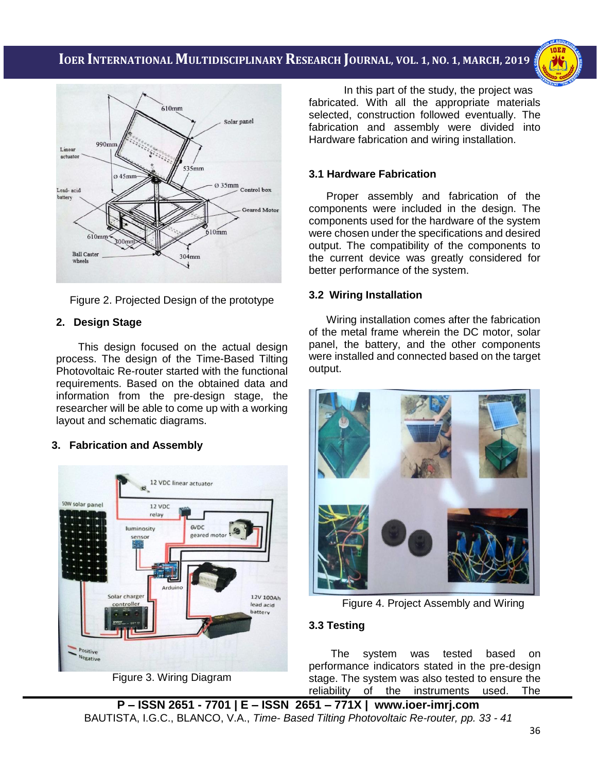Figure 2. Projected Design of the prototype

## 2. Design Stage

This design focused on the actual design process. The design of the Time-Based Tilting Photovoltaic Re-router started with the functional requirements. Based on the obtained data and information from the pre-design stage, the researcher will be able to come up with a working layout and schematic diagrams.

## 3. Fabrication and Assembly

Figure 3. Wiring Diagram

In this part of the study, the project was fabricated. With all the appropriate materials selected, construction followed eventually. The fabrication and assembly were divided into Hardware fabrication and wiring installation.

### 3.1 Hardware Fabrication

Proper assembly and fabrication of the components were included in the design. The components used for the hardware of the system were chosen under the specifications and desired output. The compatibility of the components to the current device was greatly considered for better performance of the system.

### 3.2 Wiring Installation

Wiring installation comes after the fabrication of the metal frame wherein the DC motor, solar panel, the battery, and the other components were installed and connected based on the target output.

Figure 4. Project Assembly and Wiring

### 3.3 Testing

The system was tested based on performance indicators stated in the pre-design stage. The system was also tested to ensure the reliability of the instruments used. The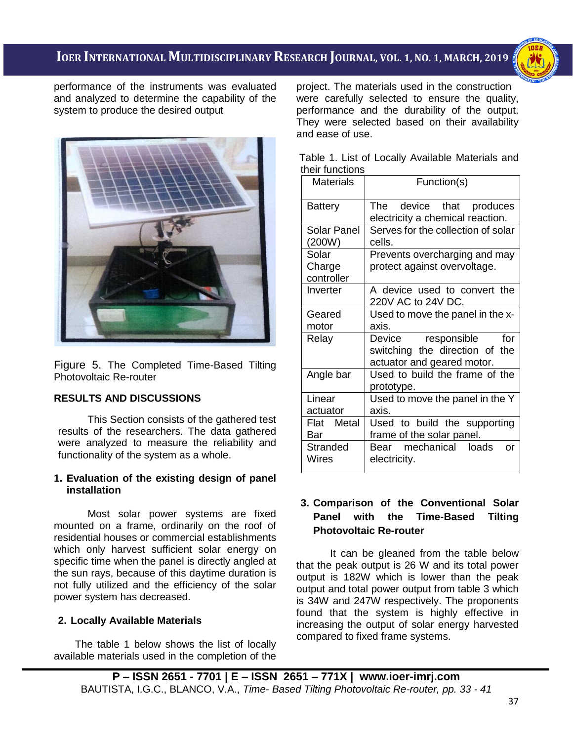performance of the instruments was evaluated and analyzed to determine the capability of the system to produce the desired output

Figure 5. The Completed Time-Based Tilting Photovoltaic Re-router

## RESULTS AND DISCUSSIONS

This Section consists of the gathered test results of the researchers. The data gathered were analyzed to measure the reliability and functionality of the system as a whole.

### 1. Evaluation of the existing design of panel installation

Most solar power systems are fixed mounted on a frame, ordinarily on the roof of residential houses or commercial establishments which only harvest sufficient solar energy on specific time when the panel is directly angled at the sun rays, because of this daytime duration is not fully utilized and the efficiency of the solar power system has decreased.

### 2. Locally Available Materials

The table 1 below shows the list of locally available materials used in the completion of the project. The materials used in the construction were carefully selected to ensure the quality, performance and the durability of the output. They were selected based on their availability and ease of use.

Table 1. List of Locally Available Materials and their functions

| Materials | Function(s) |
|---|---|
| Battery | The device that produces electricity a chemical reaction. |
| Solar Panel (200W) | Serves for the collection of solar cells. |
| Solar Charge controller | Prevents overcharging and may protect against overvoltage. |
| Inverter | A device used to convert the 220V AC to 24V DC. |
| Geared motor | Used to move the panel in the x-axis. |
| Relay | Device responsible for switching the direction of the actuator and geared motor. |
| Angle bar | Used to build the frame of the prototype. |
| Linear actuator | Used to move the panel in the Y axis. |
| Flat Metal Bar | Used to build the supporting frame of the solar panel. |
| Stranded Wires | Bear mechanical loads or electricity. |

### 3. Comparison of the Conventional Solar Panel with the Time-Based Tilting Photovoltaic Re-router

It can be gleaned from the table below that the peak output is 26 W and its total power output is 182W which is lower than the peak output and total power output from table 3 which is 34W and 247W respectively. The proponents found that the system is highly effective in increasing the output of solar energy harvested compared to fixed frame systems.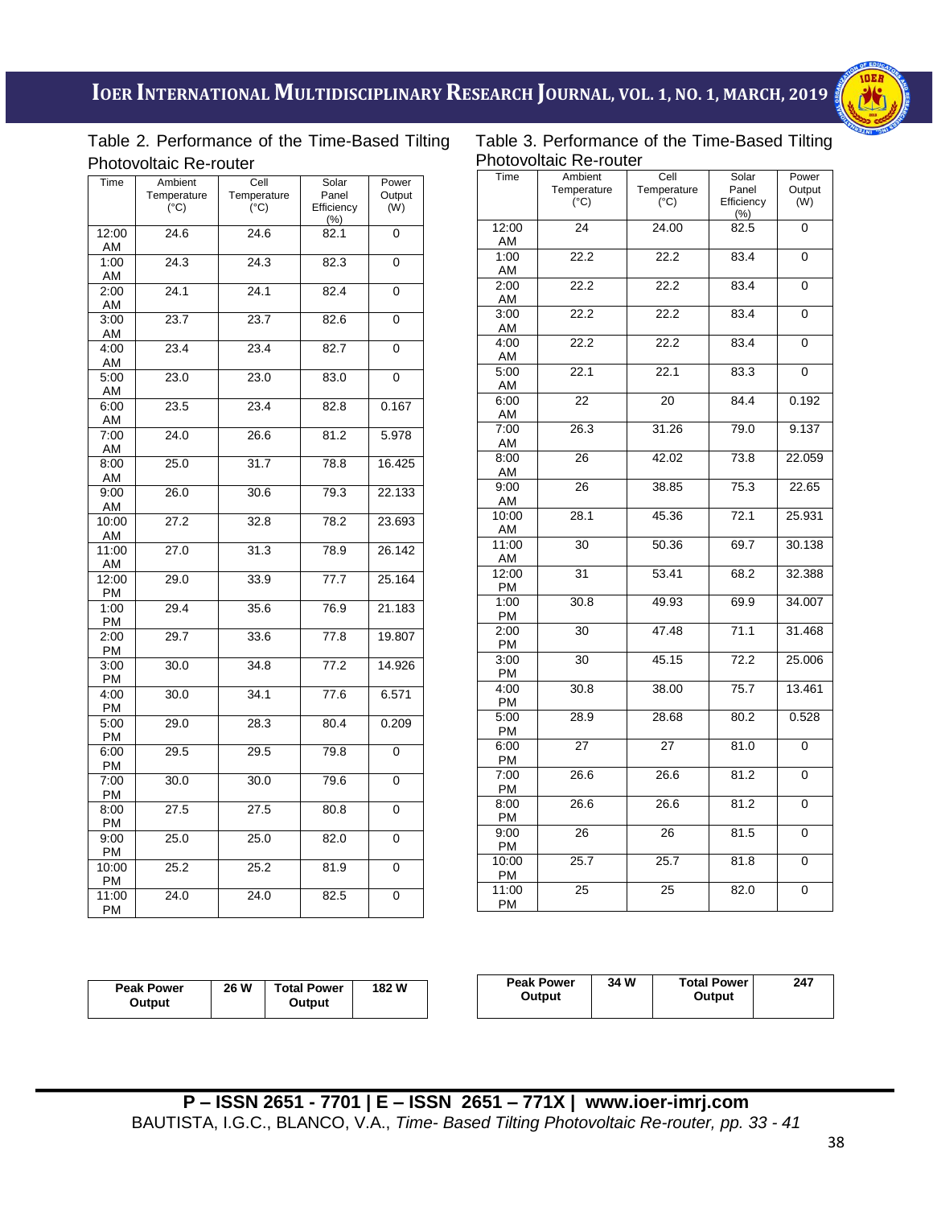Table 2. Performance of the Time-Based Tilting Photovoltaic Re-router

| Time | Ambient Temperature (°C) | Cell Temperature (°C) | Solar Panel Efficiency (%) | Power Output (W) |
|---|---|---|---|---|
| 12:00 AM | 24.6 | 24.6 | 82.1 | 0 |
| 1:00 AM | 24.3 | 24.3 | 82.3 | 0 |
| 2:00 AM | 24.1 | 24.1 | 82.4 | 0 |
| 3:00 AM | 23.7 | 23.7 | 82.6 | 0 |
| 4:00 AM | 23.4 | 23.4 | 82.7 | 0 |
| 5:00 AM | 23.0 | 23.0 | 83.0 | 0 |
| 6:00 AM | 23.5 | 23.4 | 82.8 | 0.167 |
| 7:00 AM | 24.0 | 26.6 | 81.2 | 5.978 |
| 8:00 AM | 25.0 | 31.7 | 78.8 | 16.425 |
| 9:00 AM | 26.0 | 30.6 | 79.3 | 22.133 |
| 10:00 AM | 27.2 | 32.8 | 78.2 | 23.693 |
| 11:00 AM | 27.0 | 31.3 | 78.9 | 26.142 |
| 12:00 PM | 29.0 | 33.9 | 77.7 | 25.164 |
| 1:00 PM | 29.4 | 35.6 | 76.9 | 21.183 |
| 2:00 PM | 29.7 | 33.6 | 77.8 | 19.807 |
| 3:00 PM | 30.0 | 34.8 | 77.2 | 14.926 |
| 4:00 PM | 30.0 | 34.1 | 77.6 | 6.571 |
| 5:00 PM | 29.0 | 28.3 | 80.4 | 0.209 |
| 6:00 PM | 29.5 | 29.5 | 79.8 | 0 |
| 7:00 PM | 30.0 | 30.0 | 79.6 | 0 |
| 8:00 PM | 27.5 | 27.5 | 80.8 | 0 |
| 9:00 PM | 25.0 | 25.0 | 82.0 | 0 |
| 10:00 PM | 25.2 | 25.2 | 81.9 | 0 |
| 11:00 PM | 24.0 | 24.0 | 82.5 | 0 |

| Peak Power Output | 26 W | Total Power Output | 182 W |
|---|---|---|---|

Table 3. Performance of the Time-Based Tilting Photovoltaic Re-router

| Time | Ambient Temperature (°C) | Cell Temperature (°C) | Solar Panel Efficiency (%) | Power Output (W) |
|---|---|---|---|---|
| 12:00 AM | 24 | 24.00 | 82.5 | 0 |
| 1:00 AM | 22.2 | 22.2 | 83.4 | 0 |
| 2:00 AM | 22.2 | 22.2 | 83.4 | 0 |
| 3:00 AM | 22.2 | 22.2 | 83.4 | 0 |
| 4:00 AM | 22.2 | 22.2 | 83.4 | 0 |
| 5:00 AM | 22.1 | 22.1 | 83.3 | 0 |
| 6:00 AM | 22 | 20 | 84.4 | 0.192 |
| 7:00 AM | 26.3 | 31.26 | 79.0 | 9.137 |
| 8:00 AM | 26 | 42.02 | 73.8 | 22.059 |
| 9:00 AM | 26 | 38.85 | 75.3 | 22.65 |
| 10:00 AM | 28.1 | 45.36 | 72.1 | 25.931 |
| 11:00 AM | 30 | 50.36 | 69.7 | 30.138 |
| 12:00 PM | 31 | 53.41 | 68.2 | 32.388 |
| 1:00 PM | 30.8 | 49.93 | 69.9 | 34.007 |
| 2:00 PM | 30 | 47.48 | 71.1 | 31.468 |
| 3:00 PM | 30 | 45.15 | 72.2 | 25.006 |
| 4:00 PM | 30.8 | 38.00 | 75.7 | 13.461 |
| 5:00 PM | 28.9 | 28.68 | 80.2 | 0.528 |
| 6:00 PM | 27 | 27 | 81.0 | 0 |
| 7:00 PM | 26.6 | 26.6 | 81.2 | 0 |
| 8:00 PM | 26.6 | 26.6 | 81.2 | 0 |
| 9:00 PM | 26 | 26 | 81.5 | 0 |
| 10:00 PM | 25.7 | 25.7 | 81.8 | 0 |
| 11:00 PM | 25 | 25 | 82.0 | 0 |

| Peak Power Output | 34 W | Total Power Output | 247 |
|---|---|---|---|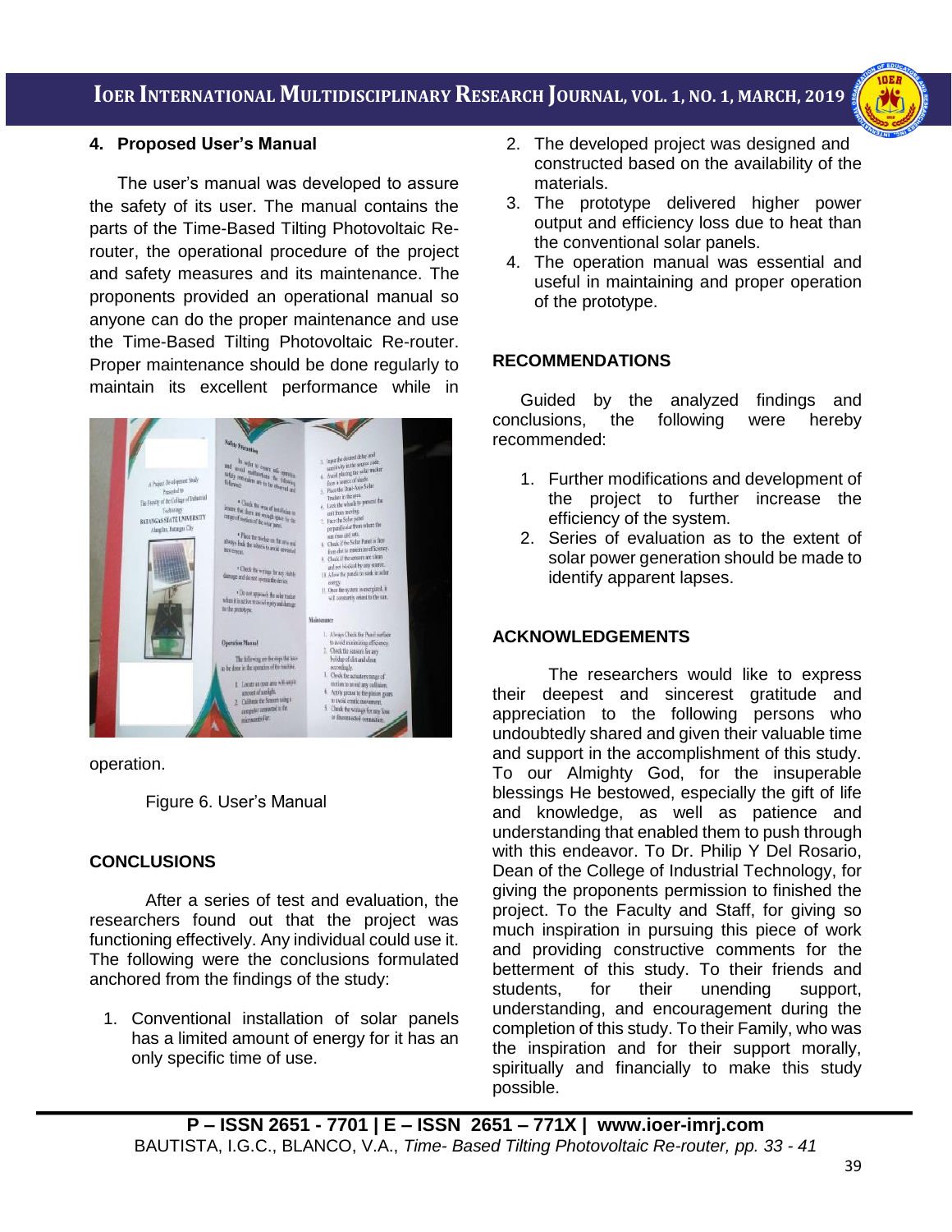## 4. Proposed User's Manual

The user's manual was developed to assure the safety of its user. The manual contains the parts of the Time-Based Tilting Photovoltaic Re-router, the operational procedure of the project and safety measures and its maintenance. The proponents provided an operational manual so anyone can do the proper maintenance and use the Time-Based Tilting Photovoltaic Re-router. Proper maintenance should be done regularly to maintain its excellent performance while in operation.

Figure 6. User's Manual

## CONCLUSIONS

After a series of test and evaluation, the researchers found out that the project was functioning effectively. Any individual could use it. The following were the conclusions formulated anchored from the findings of the study:

1. Conventional installation of solar panels has a limited amount of energy for it has an only specific time of use.
2. The developed project was designed and constructed based on the availability of the materials.
3. The prototype delivered higher power output and efficiency loss due to heat than the conventional solar panels.
4. The operation manual was essential and useful in maintaining and proper operation of the prototype.

## RECOMMENDATIONS

Guided by the analyzed findings and conclusions, the following were hereby recommended:

1. Further modifications and development of the project to further increase the efficiency of the system.
2. Series of evaluation as to the extent of solar power generation should be made to identify apparent lapses.

## ACKNOWLEDGEMENTS

The researchers would like to express their deepest and sincerest gratitude and appreciation to the following persons who undoubtedly shared and given their valuable time and support in the accomplishment of this study. To our Almighty God, for the insuperable blessings He bestowed, especially the gift of life and knowledge, as well as patience and understanding that enabled them to push through with this endeavor. To Dr. Philip Y Del Rosario, Dean of the College of Industrial Technology, for giving the proponents permission to finished the project. To the Faculty and Staff, for giving so much inspiration in pursuing this piece of work and providing constructive comments for the betterment of this study. To their friends and students, for their unending support, understanding, and encouragement during the completion of this study. To their Family, who was the inspiration and for their support morally, spiritually and financially to make this study possible.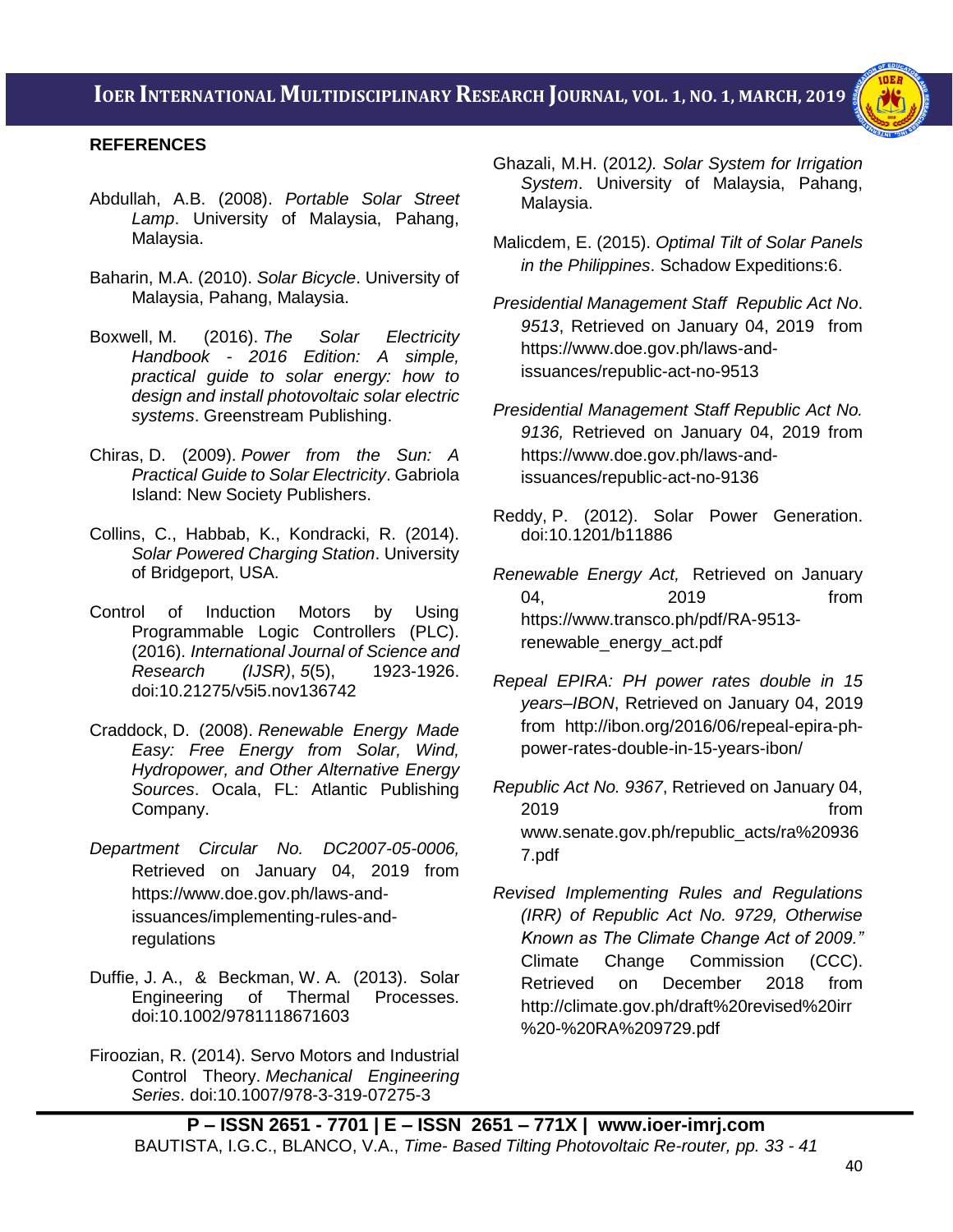## REFERENCES

Abdullah, A.B. (2008). *Portable Solar Street Lamp*. University of Malaysia, Pahang, Malaysia.

Baharin, M.A. (2010). *Solar Bicycle*. University of Malaysia, Pahang, Malaysia.

Boxwell, M. (2016). *The Solar Electricity Handbook - 2016 Edition: A simple, practical guide to solar energy: how to design and install photovoltaic solar electric systems*. Greenstream Publishing.

Chiras, D. (2009). *Power from the Sun: A Practical Guide to Solar Electricity*. Gabriola Island: New Society Publishers.

Collins, C., Habbab, K., Kondracki, R. (2014). *Solar Powered Charging Station*. University of Bridgeport, USA.

Control of Induction Motors by Using Programmable Logic Controllers (PLC). (2016). *International Journal of Science and Research (IJSR)*, *5*(5), 1923-1926. doi:10.21275/v5i5.nov136742

Craddock, D. (2008). *Renewable Energy Made Easy: Free Energy from Solar, Wind, Hydropower, and Other Alternative Energy Sources*. Ocala, FL: Atlantic Publishing Company.

*Department Circular No. DC2007-05-0006,* Retrieved on January 04, 2019 from https://www.doe.gov.ph/laws-and-issuances/implementing-rules-and-regulations

Duffie, J. A., & Beckman, W. A. (2013). Solar Engineering of Thermal Processes. doi:10.1002/9781118671603

Firoozian, R. (2014). Servo Motors and Industrial Control Theory. *Mechanical Engineering Series*. doi:10.1007/978-3-319-07275-3

Ghazali, M.H. (2012*). Solar System for Irrigation System*. University of Malaysia, Pahang, Malaysia.

Malicdem, E. (2015). *Optimal Tilt of Solar Panels in the Philippines*. Schadow Expeditions:6.

*Presidential Management Staff Republic Act No. 9513*, Retrieved on January 04, 2019 from https://www.doe.gov.ph/laws-and-issuances/republic-act-no-9513

*Presidential Management Staff Republic Act No. 9136,* Retrieved on January 04, 2019 from https://www.doe.gov.ph/laws-and-issuances/republic-act-no-9136

Reddy, P. (2012). Solar Power Generation. doi:10.1201/b11886

*Renewable Energy Act,* Retrieved on January 04, 2019 from https://www.transco.ph/pdf/RA-9513-renewable_energy_act.pdf

*Repeal EPIRA: PH power rates double in 15 years–IBON*, Retrieved on January 04, 2019 from http://ibon.org/2016/06/repeal-epira-ph-power-rates-double-in-15-years-ibon/

*Republic Act No. 9367*, Retrieved on January 04, 2019 from www.senate.gov.ph/republic_acts/ra%209367.pdf

*Revised Implementing Rules and Regulations (IRR) of Republic Act No. 9729, Otherwise Known as The Climate Change Act of 2009."* Climate Change Commission (CCC). Retrieved on December 2018 from http://climate.gov.ph/draft%20revised%20irr%20-%20RA%209729.pdf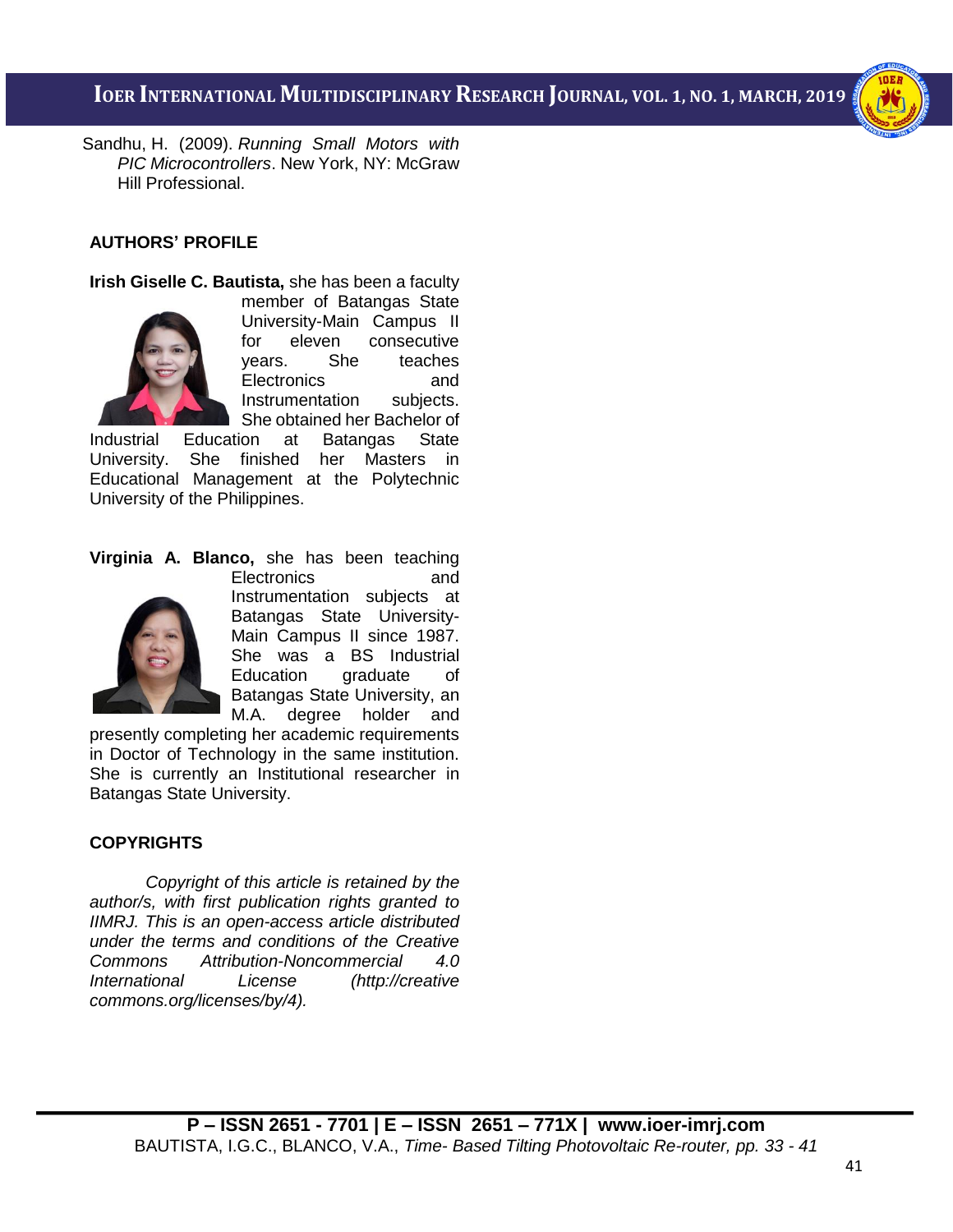Sandhu, H. (2009). *Running Small Motors with PIC Microcontrollers*. New York, NY: McGraw Hill Professional.

## AUTHORS' PROFILE

**Irish Giselle C. Bautista,** she has been a faculty member of Batangas State University-Main Campus II for eleven consecutive years. She teaches Electronics and Instrumentation subjects. She obtained her Bachelor of Industrial Education at Batangas State University. She finished her Masters in Educational Management at the Polytechnic University of the Philippines.

**Virginia A. Blanco,** she has been teaching Electronics and Instrumentation subjects at Batangas State University-Main Campus II since 1987. She was a BS Industrial Education graduate of Batangas State University, an M.A. degree holder and presently completing her academic requirements in Doctor of Technology in the same institution. She is currently an Institutional researcher in Batangas State University.

## COPYRIGHTS

*Copyright of this article is retained by the author/s, with first publication rights granted to IIMRJ. This is an open-access article distributed under the terms and conditions of the Creative Commons Attribution-Noncommercial 4.0 International License (http://creative commons.org/licenses/by/4).*